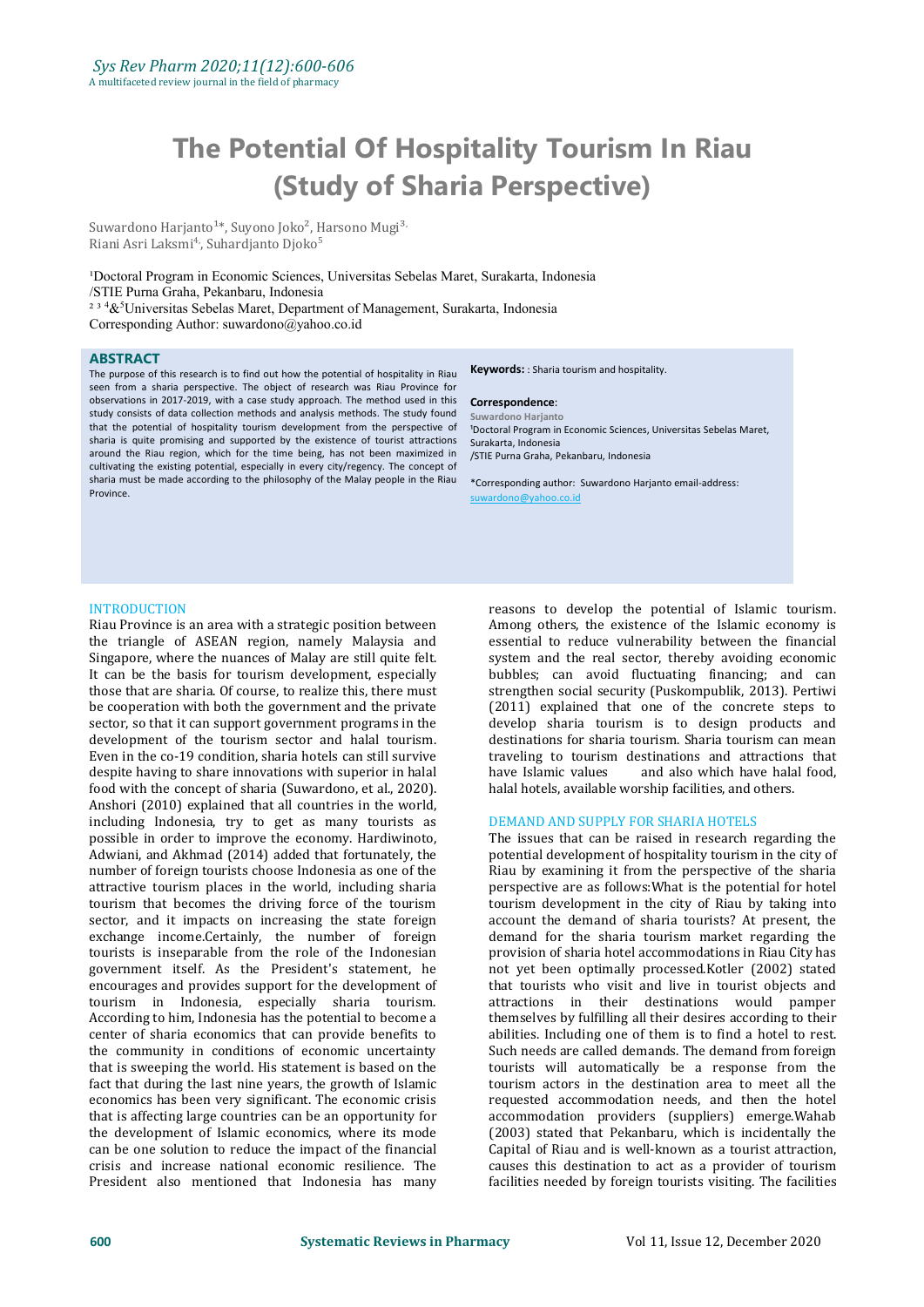# The Potential Of Hospitality Tourism In Riau (Study of Sharia Perspective)

Suwardono Harjanto[1]*, Suyono Joko[2], Harsono Mugi[3], Riani Asri Laksmi[4], Suhardjanto Djoko[5]

[1]Doctoral Program in Economic Sciences, Universitas Sebelas Maret, Surakarta, Indonesia /STIE Purna Graha, Pekanbaru, Indonesia
[2 3 4]&[5]Universitas Sebelas Maret, Department of Management, Surakarta, Indonesia
Corresponding Author: suwardono@yahoo.co.id

## ABSTRACT

The purpose of this research is to find out how the potential of hospitality in Riau seen from a sharia perspective. The object of research was Riau Province for observations in 2017-2019, with a case study approach. The method used in this study consists of data collection methods and analysis methods. The study found that the potential of hospitality tourism development from the perspective of sharia is quite promising and supported by the existence of tourist attractions around the Riau region, which for the time being, has not been maximized in cultivating the existing potential, especially in every city/regency. The concept of sharia must be made according to the philosophy of the Malay people in the Riau Province.

**Keywords:** : Sharia tourism and hospitality.

**Correspondence**:
**Suwardono Harjanto**
[1]Doctoral Program in Economic Sciences, Universitas Sebelas Maret, Surakarta, Indonesia
/STIE Purna Graha, Pekanbaru, Indonesia

*Corresponding author: Suwardono Harjanto email-address: suwardono@yahoo.co.id

## INTRODUCTION

Riau Province is an area with a strategic position between the triangle of ASEAN region, namely Malaysia and Singapore, where the nuances of Malay are still quite felt. It can be the basis for tourism development, especially those that are sharia. Of course, to realize this, there must be cooperation with both the government and the private sector, so that it can support government programs in the development of the tourism sector and halal tourism. Even in the co-19 condition, sharia hotels can still survive despite having to share innovations with superior in halal food with the concept of sharia (Suwardono, et al., 2020). Anshori (2010) explained that all countries in the world, including Indonesia, try to get as many tourists as possible in order to improve the economy. Hardiwinoto, Adwiani, and Akhmad (2014) added that fortunately, the number of foreign tourists choose Indonesia as one of the attractive tourism places in the world, including sharia tourism that becomes the driving force of the tourism sector, and it impacts on increasing the state foreign exchange income.Certainly, the number of foreign tourists is inseparable from the role of the Indonesian government itself. As the President's statement, he encourages and provides support for the development of tourism in Indonesia, especially sharia tourism. According to him, Indonesia has the potential to become a center of sharia economics that can provide benefits to the community in conditions of economic uncertainty that is sweeping the world. His statement is based on the fact that during the last nine years, the growth of Islamic economics has been very significant. The economic crisis that is affecting large countries can be an opportunity for the development of Islamic economics, where its mode can be one solution to reduce the impact of the financial crisis and increase national economic resilience. The President also mentioned that Indonesia has many reasons to develop the potential of Islamic tourism. Among others, the existence of the Islamic economy is essential to reduce vulnerability between the financial system and the real sector, thereby avoiding economic bubbles; can avoid fluctuating financing; and can strengthen social security (Puskompublik, 2013). Pertiwi (2011) explained that one of the concrete steps to develop sharia tourism is to design products and destinations for sharia tourism. Sharia tourism can mean traveling to tourism destinations and attractions that have Islamic values and also which have halal food, halal hotels, available worship facilities, and others.

## DEMAND AND SUPPLY FOR SHARIA HOTELS

The issues that can be raised in research regarding the potential development of hospitality tourism in the city of Riau by examining it from the perspective of the sharia perspective are as follows:What is the potential for hotel tourism development in the city of Riau by taking into account the demand of sharia tourists? At present, the demand for the sharia tourism market regarding the provision of sharia hotel accommodations in Riau City has not yet been optimally processed.Kotler (2002) stated that tourists who visit and live in tourist objects and attractions in their destinations would pamper themselves by fulfilling all their desires according to their abilities. Including one of them is to find a hotel to rest. Such needs are called demands. The demand from foreign tourists will automatically be a response from the tourism actors in the destination area to meet all the requested accommodation needs, and then the hotel accommodation providers (suppliers) emerge.Wahab (2003) stated that Pekanbaru, which is incidentally the Capital of Riau and is well-known as a tourist attraction, causes this destination to act as a provider of tourism facilities needed by foreign tourists visiting. The facilities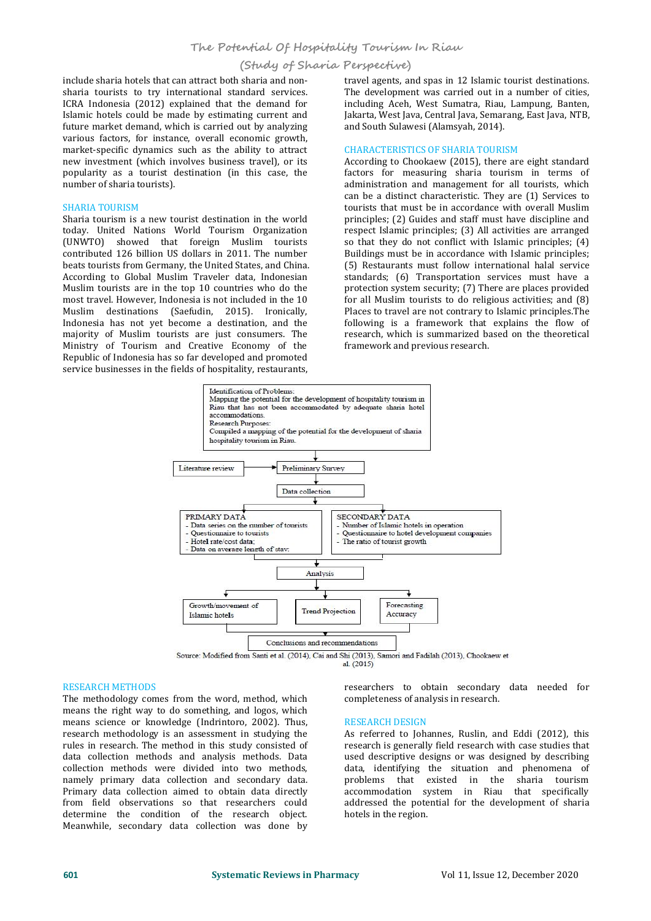include sharia hotels that can attract both sharia and non-sharia tourists to try international standard services. ICRA Indonesia (2012) explained that the demand for Islamic hotels could be made by estimating current and future market demand, which is carried out by analyzing various factors, for instance, overall economic growth, market-specific dynamics such as the ability to attract new investment (which involves business travel), or its popularity as a tourist destination (in this case, the number of sharia tourists).

## SHARIA TOURISM

Sharia tourism is a new tourist destination in the world today. United Nations World Tourism Organization (UNWTO) showed that foreign Muslim tourists contributed 126 billion US dollars in 2011. The number beats tourists from Germany, the United States, and China. According to Global Muslim Traveler data, Indonesian Muslim tourists are in the top 10 countries who do the most travel. However, Indonesia is not included in the 10 Muslim destinations (Saefudin, 2015). Ironically, Indonesia has not yet become a destination, and the majority of Muslim tourists are just consumers. The Ministry of Tourism and Creative Economy of the Republic of Indonesia has so far developed and promoted service businesses in the fields of hospitality, restaurants, travel agents, and spas in 12 Islamic tourist destinations. The development was carried out in a number of cities, including Aceh, West Sumatra, Riau, Lampung, Banten, Jakarta, West Java, Central Java, Semarang, East Java, NTB, and South Sulawesi (Alamsyah, 2014).

## CHARACTERISTICS OF SHARIA TOURISM

According to Chookaew (2015), there are eight standard factors for measuring sharia tourism in terms of administration and management for all tourists, which can be a distinct characteristic. They are (1) Services to tourists that must be in accordance with overall Muslim principles; (2) Guides and staff must have discipline and respect Islamic principles; (3) All activities are arranged so that they do not conflict with Islamic principles; (4) Buildings must be in accordance with Islamic principles; (5) Restaurants must follow international halal service standards; (6) Transportation services must have a protection system security; (7) There are places provided for all Muslim tourists to do religious activities; and (8) Places to travel are not contrary to Islamic principles.The following is a framework that explains the flow of research, which is summarized based on the theoretical framework and previous research.

Identification of Problems:
Mapping the potential for the development of hospitality tourism in Riau that has not been accommodated by adequate sharia hotel accommodations.
Research Purposes:
Compiled a mapping of the potential for the development of sharia hospitality tourism in Riau.

Literature review → Preliminary Survey → Data collection

PRIMARY DATA
- Data series on the number of tourists
- Questionnaire to tourists
- Hotel rate/cost data;
- Data on average length of stay;

SECONDARY DATA
- Number of Islamic hotels in operation
- Questionnaire to hotel development companies
- The ratio of tourist growth

Analysis → Growth/movement of Islamic hotels; Trend Projection; Forecasting Accuracy

Conclusions and recommendations

Source: Modified from Santi et al. (2014), Cai and Shi (2013), Samori and Fadilah (2013), Chookaew et al. (2015)

## RESEARCH METHODS

The methodology comes from the word, method, which means the right way to do something, and logos, which means science or knowledge (Indrintoro, 2002). Thus, research methodology is an assessment in studying the rules in research. The method in this study consisted of data collection methods and analysis methods. Data collection methods were divided into two methods, namely primary data collection and secondary data. Primary data collection aimed to obtain data directly from field observations so that researchers could determine the condition of the research object. Meanwhile, secondary data collection was done by researchers to obtain secondary data needed for completeness of analysis in research.

## RESEARCH DESIGN

As referred to Johannes, Ruslin, and Eddi (2012), this research is generally field research with case studies that used descriptive designs or was designed by describing data, identifying the situation and phenomena of problems that existed in the sharia tourism accommodation system in Riau that specifically addressed the potential for the development of sharia hotels in the region.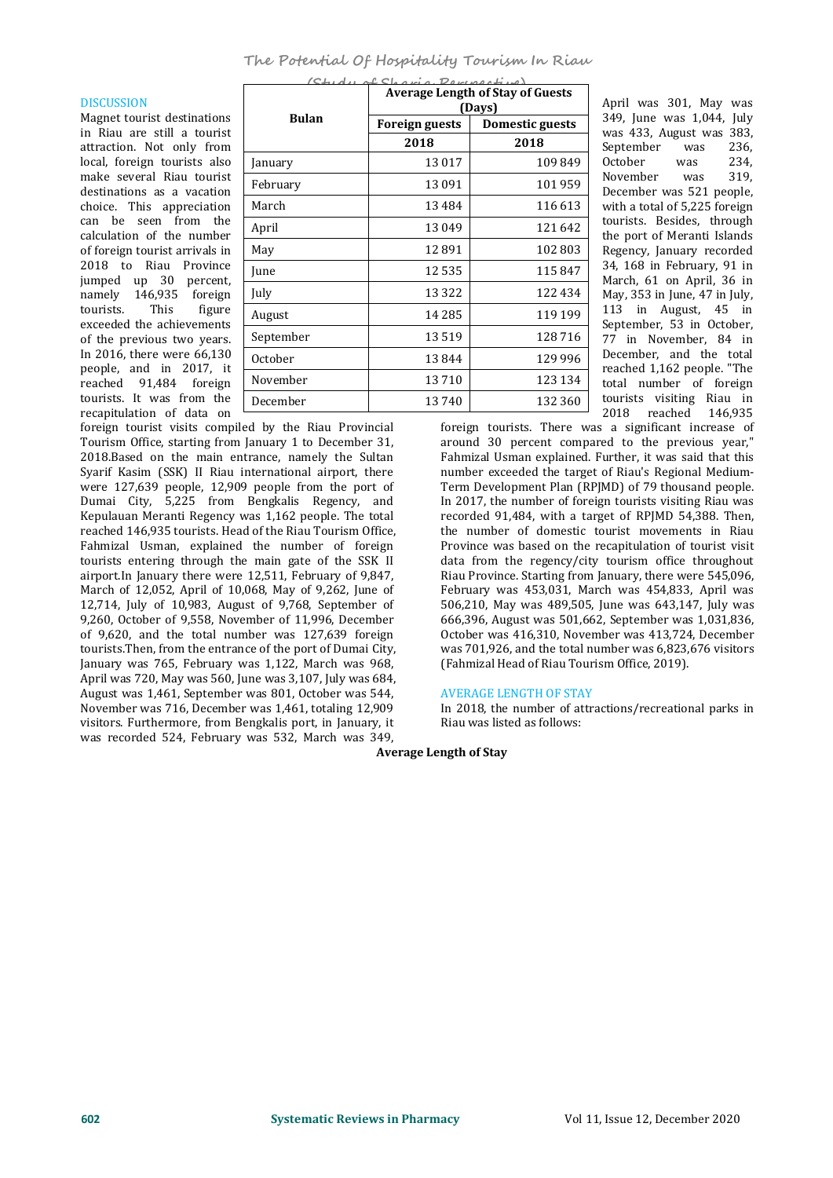## DISCUSSION

Magnet tourist destinations in Riau are still a tourist attraction. Not only from local, foreign tourists also make several Riau tourist destinations as a vacation choice. This appreciation can be seen from the calculation of the number of foreign tourist arrivals in 2018 to Riau Province jumped up 30 percent, namely 146,935 foreign tourists. This figure exceeded the achievements of the previous two years. In 2016, there were 66,130 people, and in 2017, it reached 91,484 foreign tourists. It was from the recapitulation of data on foreign tourist visits compiled by the Riau Provincial Tourism Office, starting from January 1 to December 31, 2018.Based on the main entrance, namely the Sultan Syarif Kasim (SSK) II Riau international airport, there were 127,639 people, 12,909 people from the port of Dumai City, 5,225 from Bengkalis Regency, and Kepulauan Meranti Regency was 1,162 people. The total reached 146,935 tourists. Head of the Riau Tourism Office, Fahmizal Usman, explained the number of foreign tourists entering through the main gate of the SSK II airport.In January there were 12,511, February of 9,847, March of 12,052, April of 10,068, May of 9,262, June of 12,714, July of 10,983, August of 9,768, September of 9,260, October of 9,558, November of 11,996, December of 9,620, and the total number was 127,639 foreign tourists.Then, from the entrance of the port of Dumai City, January was 765, February was 1,122, March was 968, April was 720, May was 560, June was 3,107, July was 684, August was 1,461, September was 801, October was 544, November was 716, December was 1,461, totaling 12,909 visitors. Furthermore, from Bengkalis port, in January, it was recorded 524, February was 532, March was 349, April was 301, May was 349, June was 1,044, July was 433, August was 383, September was 236, October was 234, November was 319, December was 521 people, with a total of 5,225 foreign tourists. Besides, through the port of Meranti Islands Regency, January recorded 34, 168 in February, 91 in March, 61 on April, 36 in May, 353 in June, 47 in July, 113 in August, 45 in September, 53 in October, 77 in November, 84 in December, and the total reached 1,162 people. "The total number of foreign tourists visiting Riau in 2018 reached 146,935 foreign tourists. There was a significant increase of around 30 percent compared to the previous year," Fahmizal Usman explained. Further, it was said that this number exceeded the target of Riau's Regional Medium-Term Development Plan (RPJMD) of 79 thousand people. In 2017, the number of foreign tourists visiting Riau was recorded 91,484, with a target of RPJMD 54,388. Then, the number of domestic tourist movements in Riau Province was based on the recapitulation of tourist visit data from the regency/city tourism office throughout Riau Province. Starting from January, there were 545,096, February was 453,031, March was 454,833, April was 506,210, May was 489,505, June was 643,147, July was 666,396, August was 501,662, September was 1,031,836, October was 416,310, November was 413,724, December was 701,926, and the total number was 6,823,676 visitors (Fahmizal Head of Riau Tourism Office, 2019).

## AVERAGE LENGTH OF STAY

In 2018, the number of attractions/recreational parks in Riau was listed as follows:

**Average Length of Stay**

| Bulan | Average Length of Stay of Guests (Days) | |
|---|---|---|
| | Foreign guests | Domestic guests |
| | 2018 | 2018 |
| January | 13 017 | 109 849 |
| February | 13 091 | 101 959 |
| March | 13 484 | 116 613 |
| April | 13 049 | 121 642 |
| May | 12 891 | 102 803 |
| June | 12 535 | 115 847 |
| July | 13 322 | 122 434 |
| August | 14 285 | 119 199 |
| September | 13 519 | 128 716 |
| October | 13 844 | 129 996 |
| November | 13 710 | 123 134 |
| December | 13 740 | 132 360 |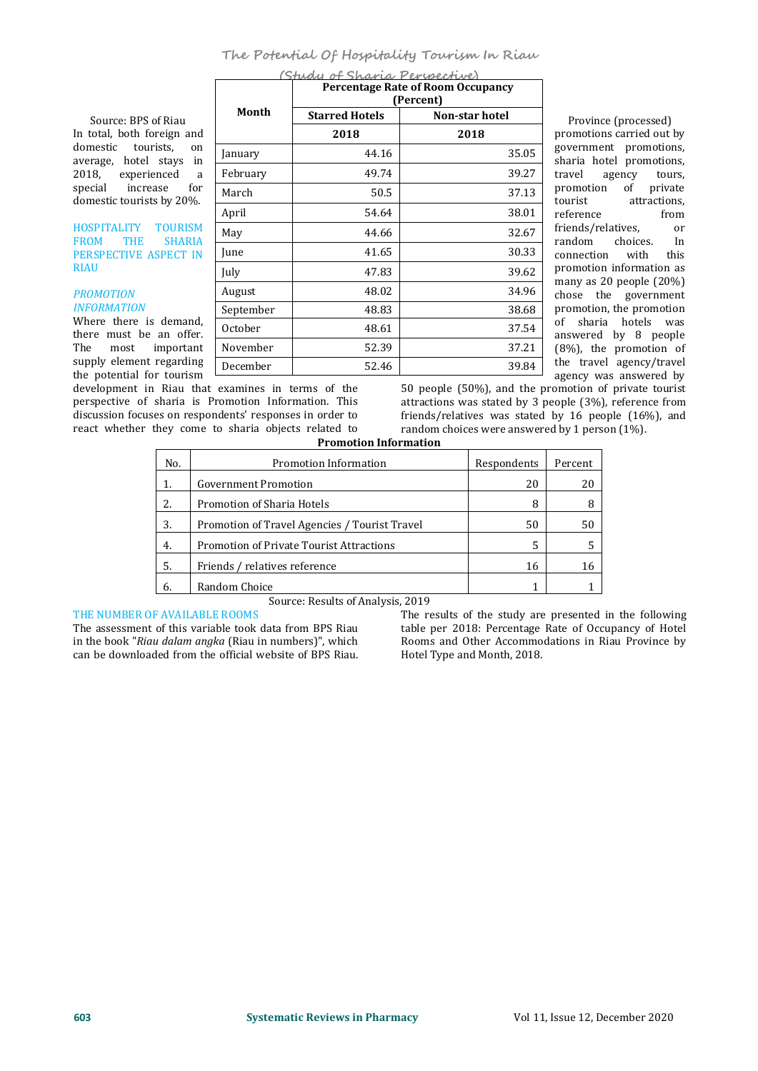| Month | Percentage Rate of Room Occupancy (Percent) | |
|---|---|---|
| | Starred Hotels | Non-star hotel |
| | 2018 | 2018 |
| January | 44.16 | 35.05 |
| February | 49.74 | 39.27 |
| March | 50.5 | 37.13 |
| April | 54.64 | 38.01 |
| May | 44.66 | 32.67 |
| June | 41.65 | 30.33 |
| July | 47.83 | 39.62 |
| August | 48.02 | 34.96 |
| September | 48.83 | 38.68 |
| October | 48.61 | 37.54 |
| November | 52.39 | 37.21 |
| December | 52.46 | 39.84 |

Source: BPS of Riau Province (processed)

In total, both foreign and domestic tourists, on average, hotel stays in 2018, experienced a special increase for domestic tourists by 20%.

## HOSPITALITY TOURISM FROM THE SHARIA PERSPECTIVE ASPECT IN RIAU

### *PROMOTION INFORMATION*

Where there is demand, there must be an offer. The most important supply element regarding the potential for tourism development in Riau that examines in terms of the perspective of sharia is Promotion Information. This discussion focuses on respondents' responses in order to react whether they come to sharia objects related to promotions carried out by government promotions, sharia hotel promotions, travel agency tours, promotion of private tourist attractions, reference from friends/relatives, or random choices. In connection with this promotion information as many as 20 people (20%) chose the government promotion, the promotion of sharia hotels was answered by 8 people (8%), the promotion of the travel agency/travel agency was answered by 50 people (50%), and the promotion of private tourist attractions was stated by 3 people (3%), reference from friends/relatives was stated by 16 people (16%), and random choices were answered by 1 person (1%).

**Promotion Information**

| No. | Promotion Information | Respondents | Percent |
|---|---|---|---|
| 1. | Government Promotion | 20 | 20 |
| 2. | Promotion of Sharia Hotels | 8 | 8 |
| 3. | Promotion of Travel Agencies / Tourist Travel | 50 | 50 |
| 4. | Promotion of Private Tourist Attractions | 5 | 5 |
| 5. | Friends / relatives reference | 16 | 16 |
| 6. | Random Choice | 1 | 1 |

Source: Results of Analysis, 2019

### THE NUMBER OF AVAILABLE ROOMS

The assessment of this variable took data from BPS Riau in the book "*Riau dalam angka* (Riau in numbers)", which can be downloaded from the official website of BPS Riau. The results of the study are presented in the following table per 2018: Percentage Rate of Occupancy of Hotel Rooms and Other Accommodations in Riau Province by Hotel Type and Month, 2018.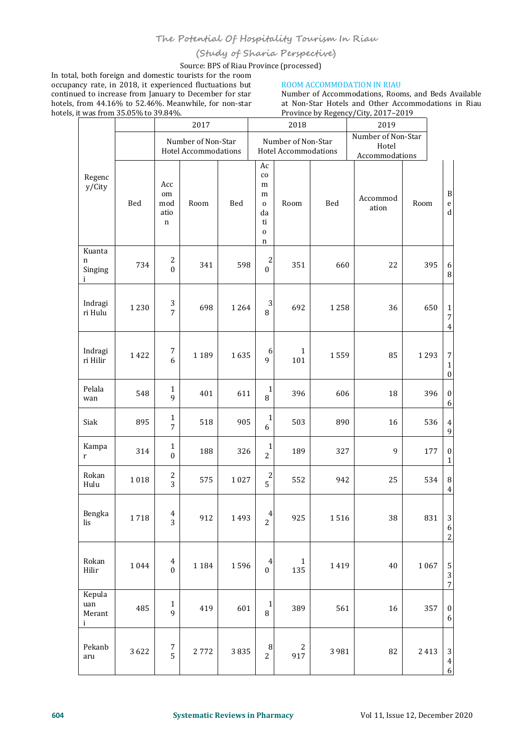Source: BPS of Riau Province (processed)

In total, both foreign and domestic tourists for the room occupancy rate, in 2018, it experienced fluctuations but continued to increase from January to December for star hotels, from 44.16% to 52.46%. Meanwhile, for non-star hotels, it was from 35.05% to 39.84%.

## ROOM ACCOMMODATION IN RIAU

Number of Accommodations, Rooms, and Beds Available at Non-Star Hotels and Other Accommodations in Riau Province by Regency/City, 2017–2019

| Regency/City | | 2017 | | | 2018 | | | 2019 | | |
|---|---|---|---|---|---|---|---|---|---|---|
| | | Number of Non-Star Hotel Accommodations | | | Number of Non-Star Hotel Accommodations | | | Number of Non-Star Hotel Accommodations | | |
| | Bed | Accommodation | Room | Bed | Accommodation | Room | Bed | Accommodation | Room | Bed |
| Kuantan Singingi | 734 | 20 | 341 | 598 | 20 | 351 | 660 | 22 | 395 | 68 |
| Indragiri Hulu | 1 230 | 37 | 698 | 1 264 | 38 | 692 | 1 258 | 36 | 650 | 174 |
| Indragiri Hilir | 1 422 | 76 | 1 189 | 1 635 | 69 | 1 101 | 1 559 | 85 | 1 293 | 710 |
| Pelalawan | 548 | 19 | 401 | 611 | 18 | 396 | 606 | 18 | 396 | 06 |
| Siak | 895 | 17 | 518 | 905 | 16 | 503 | 890 | 16 | 536 | 49 |
| Kampar | 314 | 10 | 188 | 326 | 12 | 189 | 327 | 9 | 177 | 01 |
| Rokan Hulu | 1 018 | 23 | 575 | 1 027 | 25 | 552 | 942 | 25 | 534 | 84 |
| Bengkalis | 1 718 | 43 | 912 | 1 493 | 42 | 925 | 1 516 | 38 | 831 | 362 |
| Rokan Hilir | 1 044 | 40 | 1 184 | 1 596 | 40 | 1 135 | 1 419 | 40 | 1 067 | 537 |
| Kepulauan Meranti | 485 | 19 | 419 | 601 | 18 | 389 | 561 | 16 | 357 | 06 |
| Pekanbaru | 3 622 | 75 | 2 772 | 3 835 | 82 | 2 917 | 3 981 | 82 | 2 413 | 346 |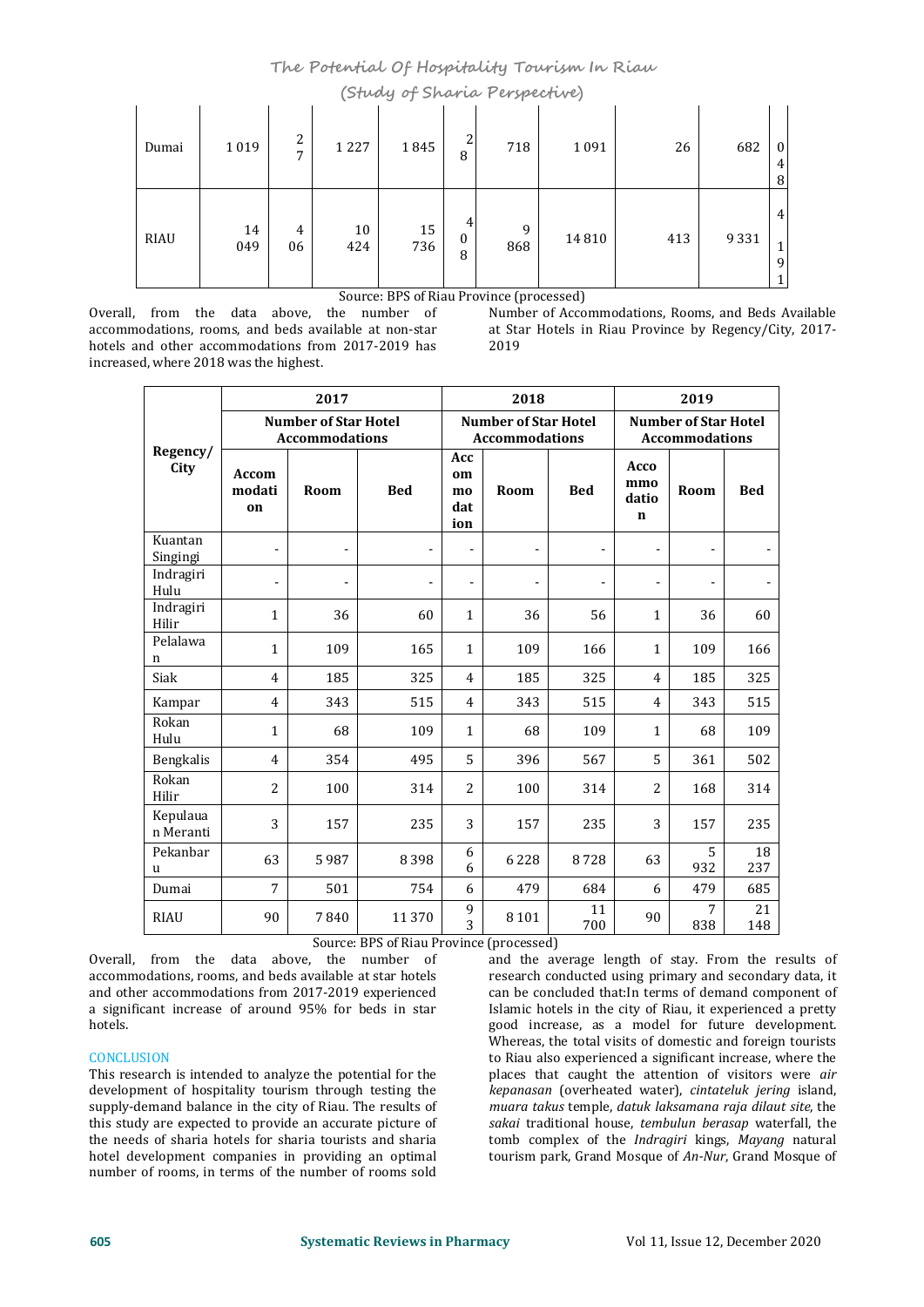| Dumai | 1 019 | 27 | 1 227 | 1 845 | 28 | 718 | 1 091 | 26 | 682 | 048 |
|---|---|---|---|---|---|---|---|---|---|---|
| RIAU | 14 049 | 406 | 10 424 | 15 736 | 408 | 9 868 | 14 810 | 413 | 9 331 | 4 191 |

Source: BPS of Riau Province (processed)

Overall, from the data above, the number of accommodations, rooms, and beds available at non-star hotels and other accommodations from 2017-2019 has increased, where 2018 was the highest.

Number of Accommodations, Rooms, and Beds Available at Star Hotels in Riau Province by Regency/City, 2017-2019

| Regency/ City | 2017 | | | 2018 | | | 2019 | | |
|---|---|---|---|---|---|---|---|---|---|
| | Number of Star Hotel Accommodations | | | Number of Star Hotel Accommodations | | | Number of Star Hotel Accommodations | | |
| | Accommodation | Room | Bed | Accommodation | Room | Bed | Accommodation | Room | Bed |
| Kuantan Singingi | - | - | - | - | - | - | - | - | - |
| Indragiri Hulu | - | - | - | - | - | - | - | - | - |
| Indragiri Hilir | 1 | 36 | 60 | 1 | 36 | 56 | 1 | 36 | 60 |
| Pelalawan | 1 | 109 | 165 | 1 | 109 | 166 | 1 | 109 | 166 |
| Siak | 4 | 185 | 325 | 4 | 185 | 325 | 4 | 185 | 325 |
| Kampar | 4 | 343 | 515 | 4 | 343 | 515 | 4 | 343 | 515 |
| Rokan Hulu | 1 | 68 | 109 | 1 | 68 | 109 | 1 | 68 | 109 |
| Bengkalis | 4 | 354 | 495 | 5 | 396 | 567 | 5 | 361 | 502 |
| Rokan Hilir | 2 | 100 | 314 | 2 | 100 | 314 | 2 | 168 | 314 |
| Kepulauan Meranti | 3 | 157 | 235 | 3 | 157 | 235 | 3 | 157 | 235 |
| Pekanbaru | 63 | 5 987 | 8 398 | 66 | 6 228 | 8 728 | 63 | 5 932 | 18 237 |
| Dumai | 7 | 501 | 754 | 6 | 479 | 684 | 6 | 479 | 685 |
| RIAU | 90 | 7 840 | 11 370 | 93 | 8 101 | 11 700 | 90 | 7 838 | 21 148 |

Source: BPS of Riau Province (processed)

Overall, from the data above, the number of accommodations, rooms, and beds available at star hotels and other accommodations from 2017-2019 experienced a significant increase of around 95% for beds in star hotels.

## CONCLUSION

This research is intended to analyze the potential for the development of hospitality tourism through testing the supply-demand balance in the city of Riau. The results of this study are expected to provide an accurate picture of the needs of sharia hotels for sharia tourists and sharia hotel development companies in providing an optimal number of rooms, in terms of the number of rooms sold and the average length of stay. From the results of research conducted using primary and secondary data, it can be concluded that:In terms of demand component of Islamic hotels in the city of Riau, it experienced a pretty good increase, as a model for future development. Whereas, the total visits of domestic and foreign tourists to Riau also experienced a significant increase, where the places that caught the attention of visitors were *air kepanasan* (overheated water), *cintateluk jering* island, *muara takus* temple, *datuk laksamana raja dilaut site*, the *sakai* traditional house, *tembulun berasap* waterfall, the tomb complex of the *Indragiri* kings, *Mayang* natural tourism park, Grand Mosque of *An-Nur*, Grand Mosque of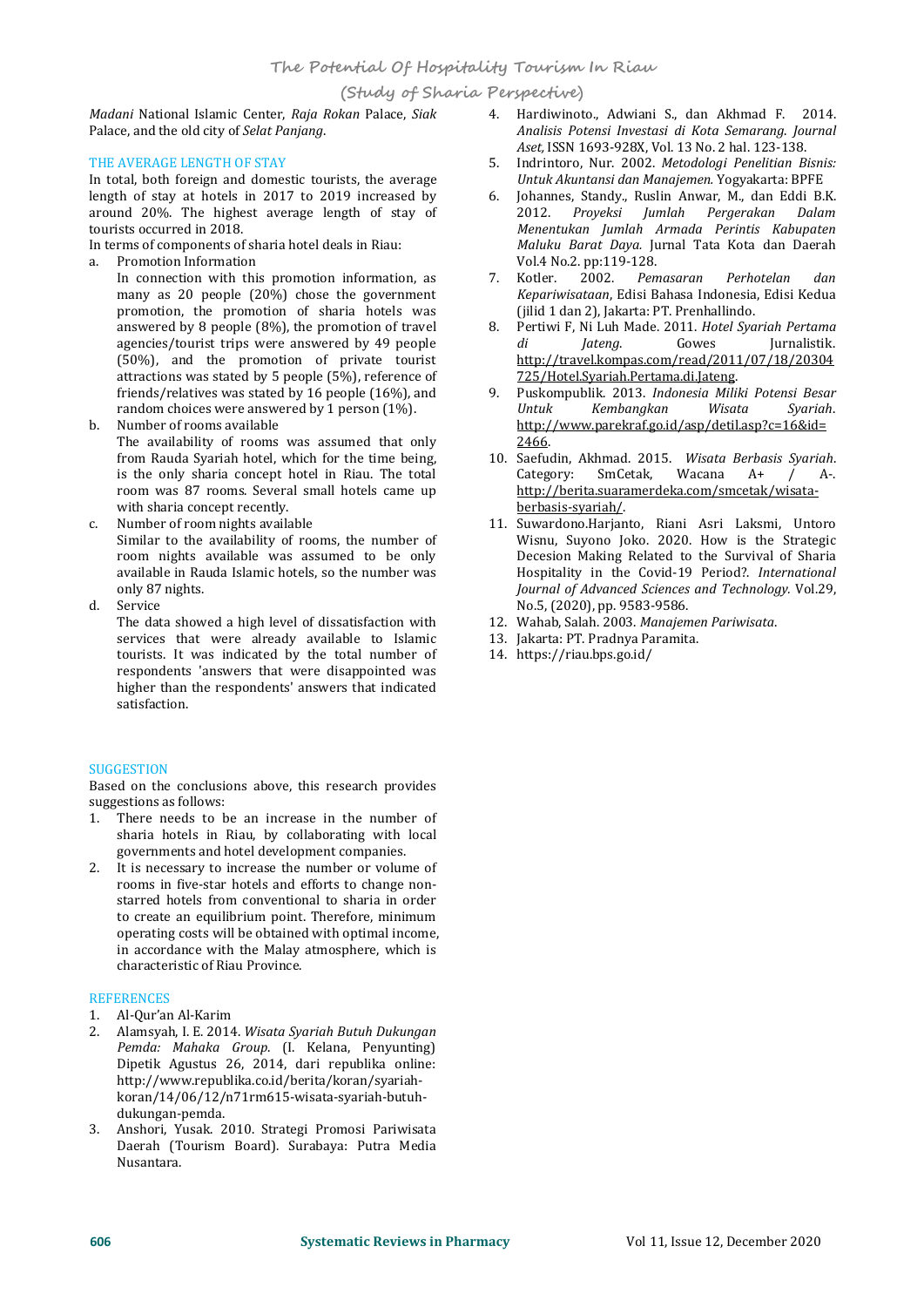*Madani* National Islamic Center, *Raja Rokan* Palace, *Siak* Palace, and the old city of *Selat Panjang*.

## THE AVERAGE LENGTH OF STAY

In total, both foreign and domestic tourists, the average length of stay at hotels in 2017 to 2019 increased by around 20%. The highest average length of stay of tourists occurred in 2018.

In terms of components of sharia hotel deals in Riau:

a. Promotion Information
   In connection with this promotion information, as many as 20 people (20%) chose the government promotion, the promotion of sharia hotels was answered by 8 people (8%), the promotion of travel agencies/tourist trips were answered by 49 people (50%), and the promotion of private tourist attractions was stated by 5 people (5%), reference of friends/relatives was stated by 16 people (16%), and random choices were answered by 1 person (1%).
b. Number of rooms available
   The availability of rooms was assumed that only from Rauda Syariah hotel, which for the time being, is the only sharia concept hotel in Riau. The total room was 87 rooms. Several small hotels came up with sharia concept recently.
c. Number of room nights available
   Similar to the availability of rooms, the number of room nights available was assumed to be only available in Rauda Islamic hotels, so the number was only 87 nights.
d. Service
   The data showed a high level of dissatisfaction with services that were already available to Islamic tourists. It was indicated by the total number of respondents 'answers that were disappointed was higher than the respondents' answers that indicated satisfaction.

## SUGGESTION

Based on the conclusions above, this research provides suggestions as follows:

1. There needs to be an increase in the number of sharia hotels in Riau, by collaborating with local governments and hotel development companies.
2. It is necessary to increase the number or volume of rooms in five-star hotels and efforts to change non-starred hotels from conventional to sharia in order to create an equilibrium point. Therefore, minimum operating costs will be obtained with optimal income, in accordance with the Malay atmosphere, which is characteristic of Riau Province.

## REFERENCES

1. Al-Qur'an Al-Karim
2. Alamsyah, I. E. 2014. *Wisata Syariah Butuh Dukungan Pemda: Mahaka Group*. (I. Kelana, Penyunting) Dipetik Agustus 26, 2014, dari republika online: http://www.republika.co.id/berita/koran/syariah-koran/14/06/12/n71rm615-wisata-syariah-butuh-dukungan-pemda.
3. Anshori, Yusak. 2010. Strategi Promosi Pariwisata Daerah (Tourism Board). Surabaya: Putra Media Nusantara.
4. Hardiwinoto., Adwiani S., dan Akhmad F. 2014. *Analisis Potensi Investasi di Kota Semarang. Journal Aset*, ISSN 1693-928X, Vol. 13 No. 2 hal. 123-138.
5. Indrintoro, Nur. 2002. *Metodologi Penelitian Bisnis: Untuk Akuntansi dan Manajemen.* Yogyakarta: BPFE
6. Johannes, Standy., Ruslin Anwar, M., dan Eddi B.K. 2012. *Proyeksi Jumlah Pergerakan Dalam Menentukan Jumlah Armada Perintis Kabupaten Maluku Barat Daya.* Jurnal Tata Kota dan Daerah Vol.4 No.2. pp:119-128.
7. Kotler. 2002. *Pemasaran Perhotelan dan Kepariwisataan*, Edisi Bahasa Indonesia, Edisi Kedua (jilid 1 dan 2), Jakarta: PT. Prenhallindo.
8. Pertiwi F, Ni Luh Made. 2011. *Hotel Syariah Pertama di Jateng.* Gowes Jurnalistik. http://travel.kompas.com/read/2011/07/18/20304725/Hotel.Syariah.Pertama.di.Jateng.
9. Puskompublik. 2013. *Indonesia Miliki Potensi Besar Untuk Kembangkan Wisata Syariah*. http://www.parekraf.go.id/asp/detil.asp?c=16&id=2466.
10. Saefudin, Akhmad. 2015. *Wisata Berbasis Syariah*. Category: SmCetak, Wacana A+ / A-. http://berita.suaramerdeka.com/smcetak/wisata-berbasis-syariah/.
11. Suwardono.Harjanto, Riani Asri Laksmi, Untoro Wisnu, Suyono Joko. 2020. How is the Strategic Decesion Making Related to the Survival of Sharia Hospitality in the Covid-19 Period?. *International Journal of Advanced Sciences and Technology.* Vol.29, No.5, (2020), pp. 9583-9586.
12. Wahab, Salah. 2003. *Manajemen Pariwisata*.
13. Jakarta: PT. Pradnya Paramita.
14. https://riau.bps.go.id/